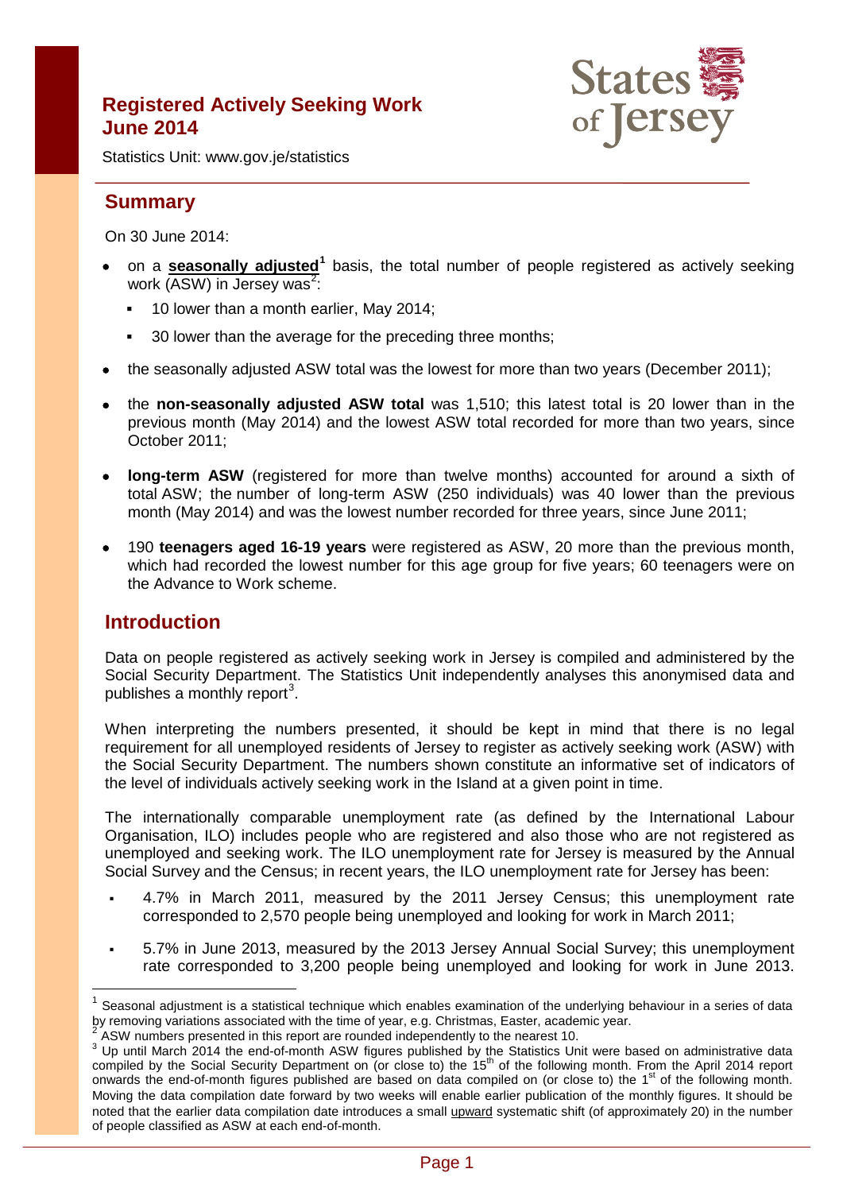# Registered Actively Seeking Work June 2014

Statistics Unit: www.gov.je/statistics

## Summary

On 30 June 2014:

- on a **seasonally adjusted**[1] basis, the total number of people registered as actively seeking work (ASW) in Jersey was[2]:
  - 10 lower than a month earlier, May 2014;
  - 30 lower than the average for the preceding three months;
- the seasonally adjusted ASW total was the lowest for more than two years (December 2011);
- the **non-seasonally adjusted ASW total** was 1,510; this latest total is 20 lower than in the previous month (May 2014) and the lowest ASW total recorded for more than two years, since October 2011;
- **long-term ASW** (registered for more than twelve months) accounted for around a sixth of total ASW; the number of long-term ASW (250 individuals) was 40 lower than the previous month (May 2014) and was the lowest number recorded for three years, since June 2011;
- 190 **teenagers aged 16-19 years** were registered as ASW, 20 more than the previous month, which had recorded the lowest number for this age group for five years; 60 teenagers were on the Advance to Work scheme.

## Introduction

Data on people registered as actively seeking work in Jersey is compiled and administered by the Social Security Department. The Statistics Unit independently analyses this anonymised data and publishes a monthly report[3].

When interpreting the numbers presented, it should be kept in mind that there is no legal requirement for all unemployed residents of Jersey to register as actively seeking work (ASW) with the Social Security Department. The numbers shown constitute an informative set of indicators of the level of individuals actively seeking work in the Island at a given point in time.

The internationally comparable unemployment rate (as defined by the International Labour Organisation, ILO) includes people who are registered and also those who are not registered as unemployed and seeking work. The ILO unemployment rate for Jersey is measured by the Annual Social Survey and the Census; in recent years, the ILO unemployment rate for Jersey has been:

- 4.7% in March 2011, measured by the 2011 Jersey Census; this unemployment rate corresponded to 2,570 people being unemployed and looking for work in March 2011;
- 5.7% in June 2013, measured by the 2013 Jersey Annual Social Survey; this unemployment rate corresponded to 3,200 people being unemployed and looking for work in June 2013.

---

[1] Seasonal adjustment is a statistical technique which enables examination of the underlying behaviour in a series of data by removing variations associated with the time of year, e.g. Christmas, Easter, academic year.

[2] ASW numbers presented in this report are rounded independently to the nearest 10.

[3] Up until March 2014 the end-of-month ASW figures published by the Statistics Unit were based on administrative data compiled by the Social Security Department on (or close to) the 15th of the following month. From the April 2014 report onwards the end-of-month figures published are based on data compiled on (or close to) the 1st of the following month. Moving the data compilation date forward by two weeks will enable earlier publication of the monthly figures. It should be noted that the earlier data compilation date introduces a small upward systematic shift (of approximately 20) in the number of people classified as ASW at each end-of-month.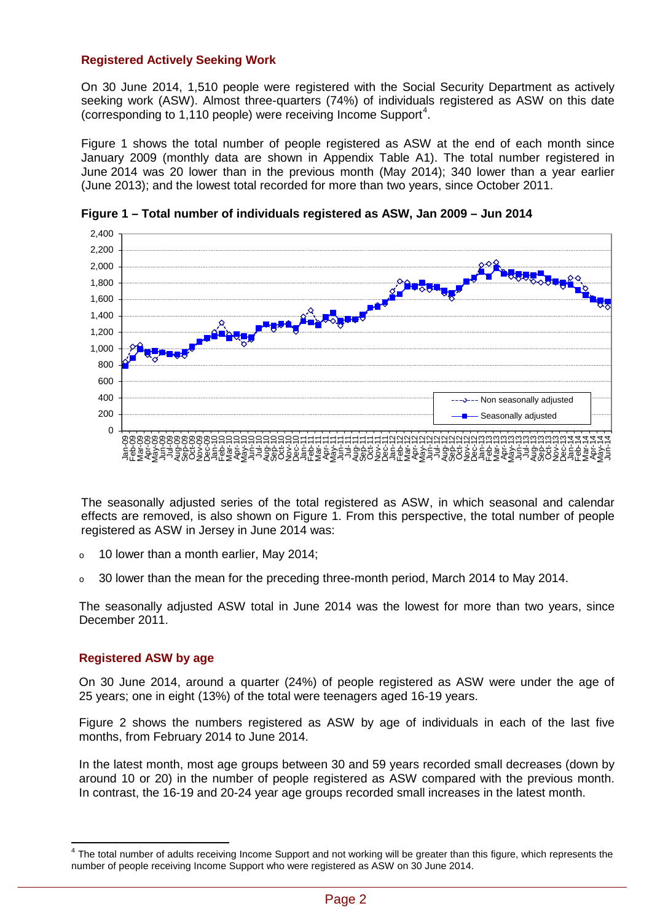### Registered Actively Seeking Work

On 30 June 2014, 1,510 people were registered with the Social Security Department as actively seeking work (ASW). Almost three-quarters (74%) of individuals registered as ASW on this date (corresponding to 1,110 people) were receiving Income Support[4].

Figure 1 shows the total number of people registered as ASW at the end of each month since January 2009 (monthly data are shown in Appendix Table A1). The total number registered in June 2014 was 20 lower than in the previous month (May 2014); 340 lower than a year earlier (June 2013); and the lowest total recorded for more than two years, since October 2011.

**Figure 1 – Total number of individuals registered as ASW, Jan 2009 – Jun 2014**

The seasonally adjusted series of the total registered as ASW, in which seasonal and calendar effects are removed, is also shown on Figure 1. From this perspective, the total number of people registered as ASW in Jersey in June 2014 was:

- 10 lower than a month earlier, May 2014;
- 30 lower than the mean for the preceding three-month period, March 2014 to May 2014.

The seasonally adjusted ASW total in June 2014 was the lowest for more than two years, since December 2011.

### Registered ASW by age

On 30 June 2014, around a quarter (24%) of people registered as ASW were under the age of 25 years; one in eight (13%) of the total were teenagers aged 16-19 years.

Figure 2 shows the numbers registered as ASW by age of individuals in each of the last five months, from February 2014 to June 2014.

In the latest month, most age groups between 30 and 59 years recorded small decreases (down by around 10 or 20) in the number of people registered as ASW compared with the previous month. In contrast, the 16-19 and 20-24 year age groups recorded small increases in the latest month.

---

[4] The total number of adults receiving Income Support and not working will be greater than this figure, which represents the number of people receiving Income Support who were registered as ASW on 30 June 2014.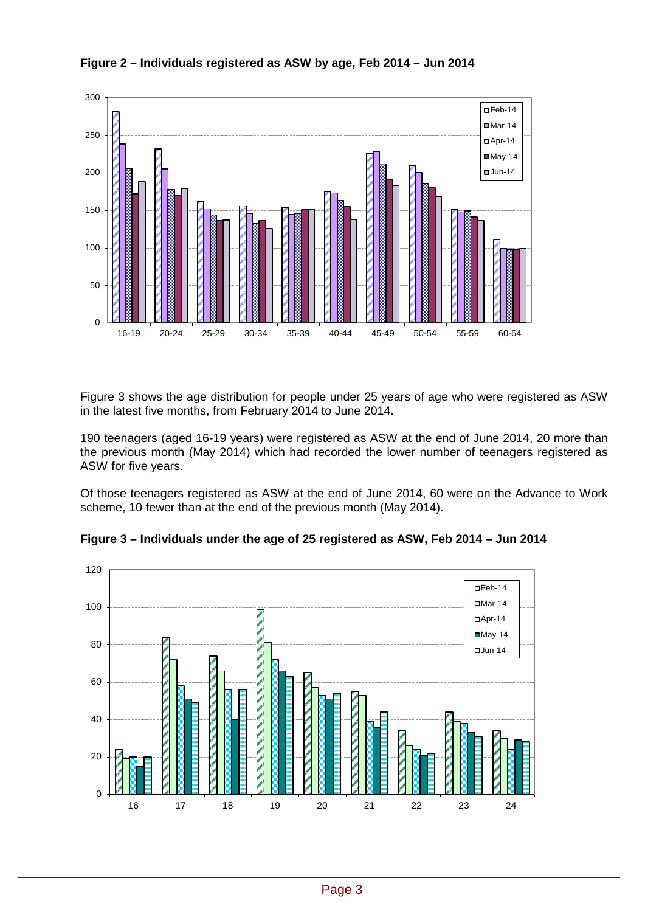**Figure 2 – Individuals registered as ASW by age, Feb 2014 – Jun 2014**

Figure 3 shows the age distribution for people under 25 years of age who were registered as ASW in the latest five months, from February 2014 to June 2014.

190 teenagers (aged 16-19 years) were registered as ASW at the end of June 2014, 20 more than the previous month (May 2014) which had recorded the lower number of teenagers registered as ASW for five years.

Of those teenagers registered as ASW at the end of June 2014, 60 were on the Advance to Work scheme, 10 fewer than at the end of the previous month (May 2014).

**Figure 3 – Individuals under the age of 25 registered as ASW, Feb 2014 – Jun 2014**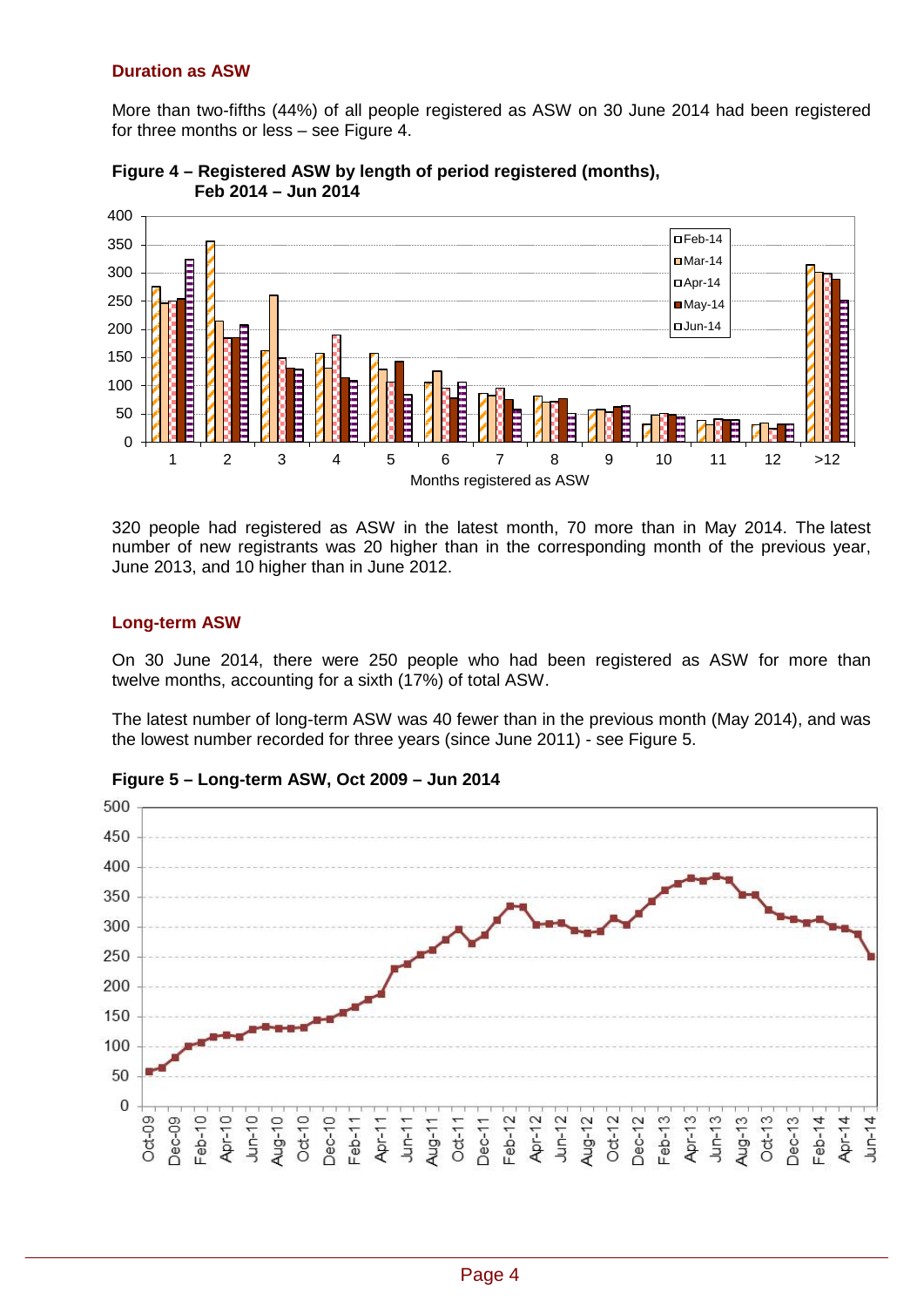### Duration as ASW

More than two-fifths (44%) of all people registered as ASW on 30 June 2014 had been registered for three months or less – see Figure 4.

**Figure 4 – Registered ASW by length of period registered (months), Feb 2014 – Jun 2014**

320 people had registered as ASW in the latest month, 70 more than in May 2014. The latest number of new registrants was 20 higher than in the corresponding month of the previous year, June 2013, and 10 higher than in June 2012.

### Long-term ASW

On 30 June 2014, there were 250 people who had been registered as ASW for more than twelve months, accounting for a sixth (17%) of total ASW.

The latest number of long-term ASW was 40 fewer than in the previous month (May 2014), and was the lowest number recorded for three years (since June 2011) - see Figure 5.

**Figure 5 – Long-term ASW, Oct 2009 – Jun 2014**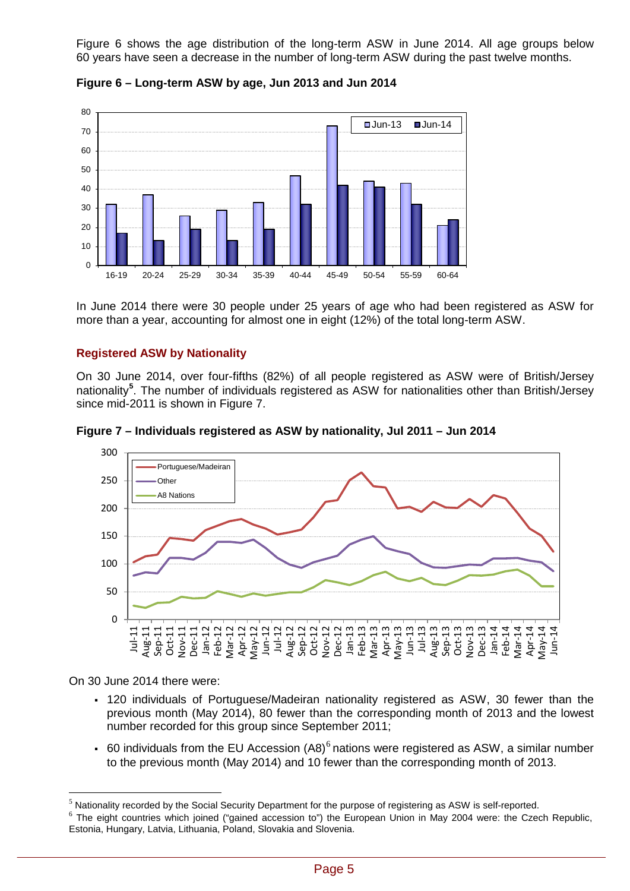Figure 6 shows the age distribution of the long-term ASW in June 2014. All age groups below 60 years have seen a decrease in the number of long-term ASW during the past twelve months.

**Figure 6 – Long-term ASW by age, Jun 2013 and Jun 2014**

In June 2014 there were 30 people under 25 years of age who had been registered as ASW for more than a year, accounting for almost one in eight (12%) of the total long-term ASW.

## Registered ASW by Nationality

On 30 June 2014, over four-fifths (82%) of all people registered as ASW were of British/Jersey nationality[5]. The number of individuals registered as ASW for nationalities other than British/Jersey since mid-2011 is shown in Figure 7.

**Figure 7 – Individuals registered as ASW by nationality, Jul 2011 – Jun 2014**

On 30 June 2014 there were:

- 120 individuals of Portuguese/Madeiran nationality registered as ASW, 30 fewer than the previous month (May 2014), 80 fewer than the corresponding month of 2013 and the lowest number recorded for this group since September 2011;
- 60 individuals from the EU Accession (A8)[6] nations were registered as ASW, a similar number to the previous month (May 2014) and 10 fewer than the corresponding month of 2013.

---

[5] Nationality recorded by the Social Security Department for the purpose of registering as ASW is self-reported.

[6] The eight countries which joined ("gained accession to") the European Union in May 2004 were: the Czech Republic, Estonia, Hungary, Latvia, Lithuania, Poland, Slovakia and Slovenia.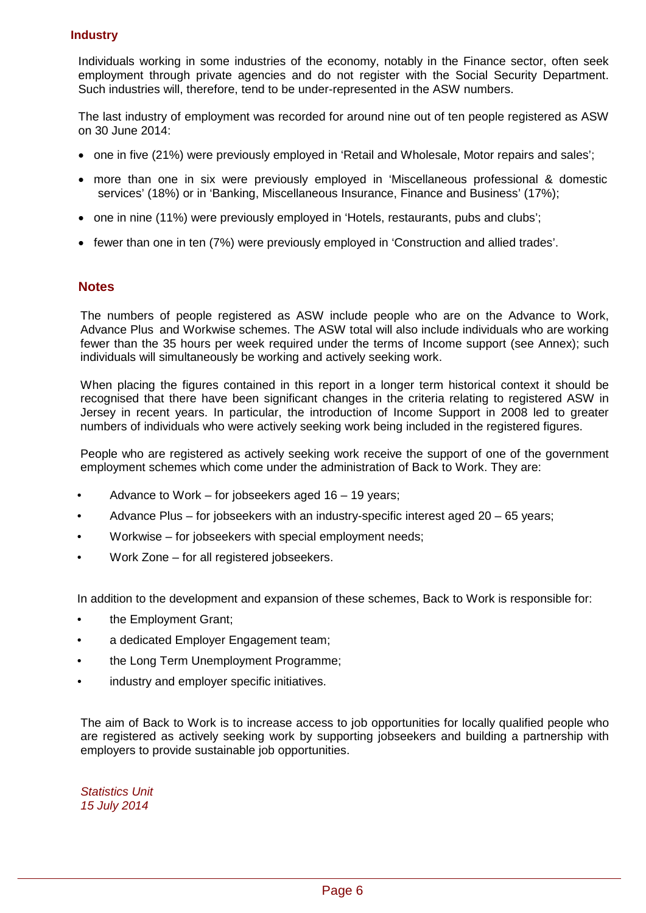## Industry

Individuals working in some industries of the economy, notably in the Finance sector, often seek employment through private agencies and do not register with the Social Security Department. Such industries will, therefore, tend to be under-represented in the ASW numbers.

The last industry of employment was recorded for around nine out of ten people registered as ASW on 30 June 2014:

- one in five (21%) were previously employed in 'Retail and Wholesale, Motor repairs and sales';
- more than one in six were previously employed in 'Miscellaneous professional & domestic services' (18%) or in 'Banking, Miscellaneous Insurance, Finance and Business' (17%);
- one in nine (11%) were previously employed in 'Hotels, restaurants, pubs and clubs';
- fewer than one in ten (7%) were previously employed in 'Construction and allied trades'.

## Notes

The numbers of people registered as ASW include people who are on the Advance to Work, Advance Plus and Workwise schemes. The ASW total will also include individuals who are working fewer than the 35 hours per week required under the terms of Income support (see Annex); such individuals will simultaneously be working and actively seeking work.

When placing the figures contained in this report in a longer term historical context it should be recognised that there have been significant changes in the criteria relating to registered ASW in Jersey in recent years. In particular, the introduction of Income Support in 2008 led to greater numbers of individuals who were actively seeking work being included in the registered figures.

People who are registered as actively seeking work receive the support of one of the government employment schemes which come under the administration of Back to Work. They are:

- Advance to Work – for jobseekers aged 16 – 19 years;
- Advance Plus – for jobseekers with an industry-specific interest aged 20 – 65 years;
- Workwise – for jobseekers with special employment needs;
- Work Zone – for all registered jobseekers.

In addition to the development and expansion of these schemes, Back to Work is responsible for:

- the Employment Grant;
- a dedicated Employer Engagement team;
- the Long Term Unemployment Programme;
- industry and employer specific initiatives.

The aim of Back to Work is to increase access to job opportunities for locally qualified people who are registered as actively seeking work by supporting jobseekers and building a partnership with employers to provide sustainable job opportunities.

*Statistics Unit*
*15 July 2014*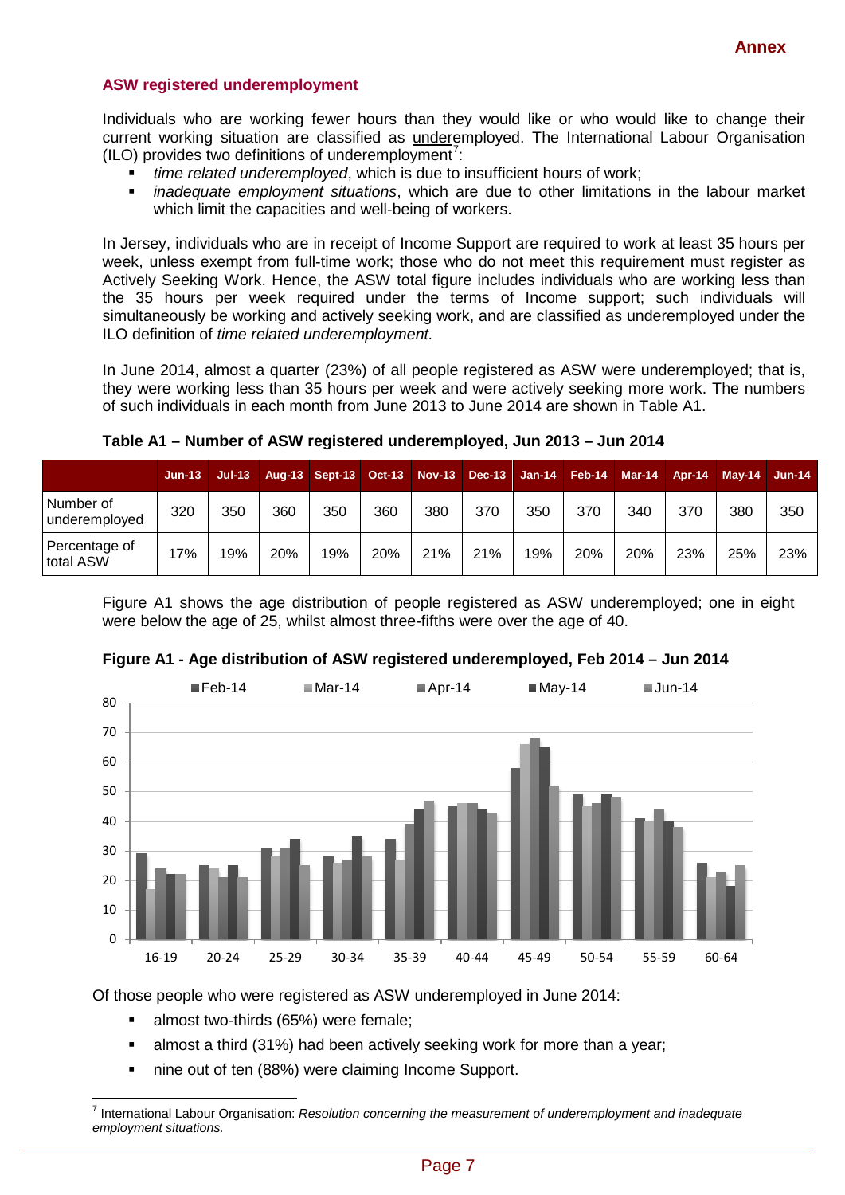### ASW registered underemployment

Individuals who are working fewer hours than they would like or who would like to change their current working situation are classified as underemployed. The International Labour Organisation (ILO) provides two definitions of underemployment[7]:

- *time related underemployed*, which is due to insufficient hours of work;
- *inadequate employment situations*, which are due to other limitations in the labour market which limit the capacities and well-being of workers.

In Jersey, individuals who are in receipt of Income Support are required to work at least 35 hours per week, unless exempt from full-time work; those who do not meet this requirement must register as Actively Seeking Work. Hence, the ASW total figure includes individuals who are working less than the 35 hours per week required under the terms of Income support; such individuals will simultaneously be working and actively seeking work, and are classified as underemployed under the ILO definition of *time related underemployment.*

In June 2014, almost a quarter (23%) of all people registered as ASW were underemployed; that is, they were working less than 35 hours per week and were actively seeking more work. The numbers of such individuals in each month from June 2013 to June 2014 are shown in Table A1.

**Table A1 – Number of ASW registered underemployed, Jun 2013 – Jun 2014**

| | Jun-13 | Jul-13 | Aug-13 | Sept-13 | Oct-13 | Nov-13 | Dec-13 | Jan-14 | Feb-14 | Mar-14 | Apr-14 | May-14 | Jun-14 |
|---|---|---|---|---|---|---|---|---|---|---|---|---|---|
| Number of underemployed | 320 | 350 | 360 | 350 | 360 | 380 | 370 | 350 | 370 | 340 | 370 | 380 | 350 |
| Percentage of total ASW | 17% | 19% | 20% | 19% | 20% | 21% | 21% | 19% | 20% | 20% | 23% | 25% | 23% |

Figure A1 shows the age distribution of people registered as ASW underemployed; one in eight were below the age of 25, whilst almost three-fifths were over the age of 40.

**Figure A1 - Age distribution of ASW registered underemployed, Feb 2014 – Jun 2014**

Of those people who were registered as ASW underemployed in June 2014:

- almost two-thirds (65%) were female;
- almost a third (31%) had been actively seeking work for more than a year;
- nine out of ten (88%) were claiming Income Support.

[7] International Labour Organisation: *Resolution concerning the measurement of underemployment and inadequate employment situations.*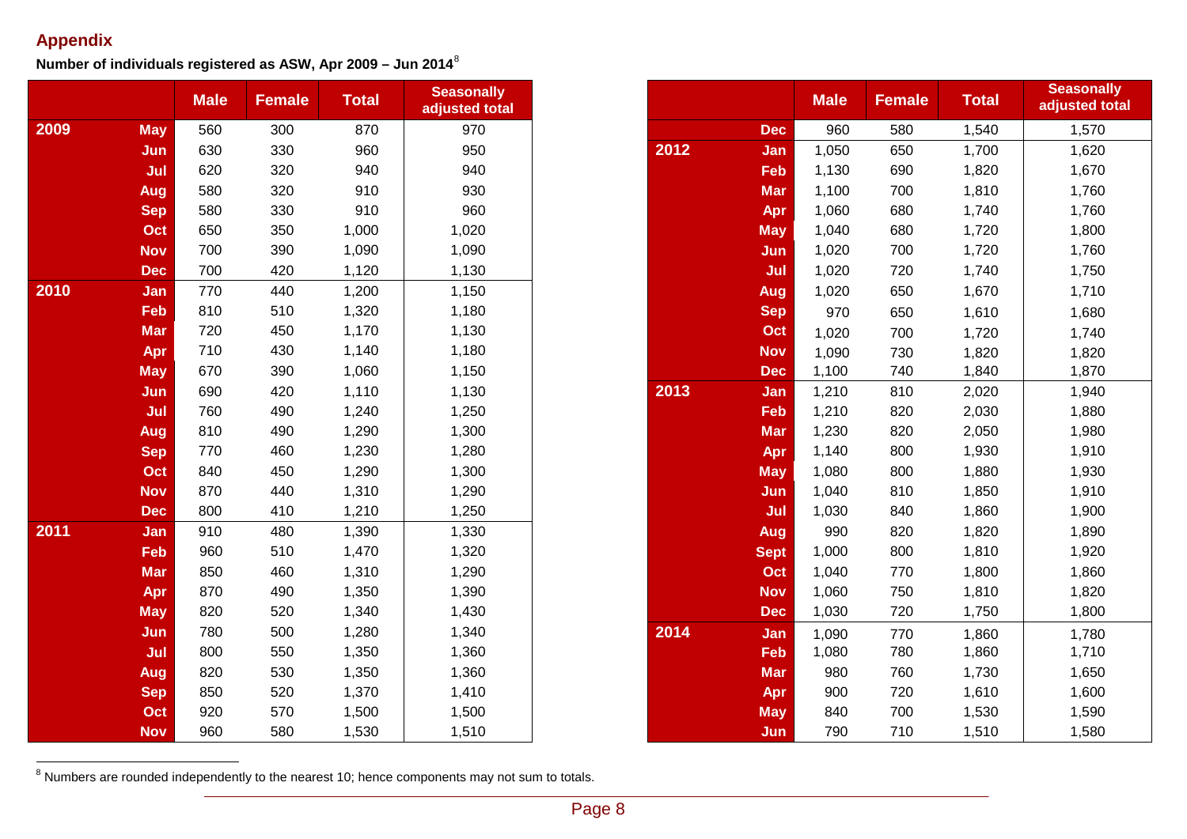## Appendix

**Number of individuals registered as ASW, Apr 2009 – Jun 2014**[8]

| | | Male | Female | Total | Seasonally adjusted total |
|---|---|---|---|---|---|
| 2009 | May | 560 | 300 | 870 | 970 |
| | Jun | 630 | 330 | 960 | 950 |
| | Jul | 620 | 320 | 940 | 940 |
| | Aug | 580 | 320 | 910 | 930 |
| | Sep | 580 | 330 | 910 | 960 |
| | Oct | 650 | 350 | 1,000 | 1,020 |
| | Nov | 700 | 390 | 1,090 | 1,090 |
| | Dec | 700 | 420 | 1,120 | 1,130 |
| 2010 | Jan | 770 | 440 | 1,200 | 1,150 |
| | Feb | 810 | 510 | 1,320 | 1,180 |
| | Mar | 720 | 450 | 1,170 | 1,130 |
| | Apr | 710 | 430 | 1,140 | 1,180 |
| | May | 670 | 390 | 1,060 | 1,150 |
| | Jun | 690 | 420 | 1,110 | 1,130 |
| | Jul | 760 | 490 | 1,240 | 1,250 |
| | Aug | 810 | 490 | 1,290 | 1,300 |
| | Sep | 770 | 460 | 1,230 | 1,280 |
| | Oct | 840 | 450 | 1,290 | 1,300 |
| | Nov | 870 | 440 | 1,310 | 1,290 |
| | Dec | 800 | 410 | 1,210 | 1,250 |
| 2011 | Jan | 910 | 480 | 1,390 | 1,330 |
| | Feb | 960 | 510 | 1,470 | 1,320 |
| | Mar | 850 | 460 | 1,310 | 1,290 |
| | Apr | 870 | 490 | 1,350 | 1,390 |
| | May | 820 | 520 | 1,340 | 1,430 |
| | Jun | 780 | 500 | 1,280 | 1,340 |
| | Jul | 800 | 550 | 1,350 | 1,360 |
| | Aug | 820 | 530 | 1,350 | 1,360 |
| | Sep | 850 | 520 | 1,370 | 1,410 |
| | Oct | 920 | 570 | 1,500 | 1,500 |
| | Nov | 960 | 580 | 1,530 | 1,510 |
| | Dec | 960 | 580 | 1,540 | 1,570 |
| 2012 | Jan | 1,050 | 650 | 1,700 | 1,620 |
| | Feb | 1,130 | 690 | 1,820 | 1,670 |
| | Mar | 1,100 | 700 | 1,810 | 1,760 |
| | Apr | 1,060 | 680 | 1,740 | 1,760 |
| | May | 1,040 | 680 | 1,720 | 1,800 |
| | Jun | 1,020 | 700 | 1,720 | 1,760 |
| | Jul | 1,020 | 720 | 1,740 | 1,750 |
| | Aug | 1,020 | 650 | 1,670 | 1,710 |
| | Sep | 970 | 650 | 1,610 | 1,680 |
| | Oct | 1,020 | 700 | 1,720 | 1,740 |
| | Nov | 1,090 | 730 | 1,820 | 1,820 |
| | Dec | 1,100 | 740 | 1,840 | 1,870 |
| 2013 | Jan | 1,210 | 810 | 2,020 | 1,940 |
| | Feb | 1,210 | 820 | 2,030 | 1,880 |
| | Mar | 1,230 | 820 | 2,050 | 1,980 |
| | Apr | 1,140 | 800 | 1,930 | 1,910 |
| | May | 1,080 | 800 | 1,880 | 1,930 |
| | Jun | 1,040 | 810 | 1,850 | 1,910 |
| | Jul | 1,030 | 840 | 1,860 | 1,900 |
| | Aug | 990 | 820 | 1,820 | 1,890 |
| | Sept | 1,000 | 800 | 1,810 | 1,920 |
| | Oct | 1,040 | 770 | 1,800 | 1,860 |
| | Nov | 1,060 | 750 | 1,810 | 1,820 |
| | Dec | 1,030 | 720 | 1,750 | 1,800 |
| 2014 | Jan | 1,090 | 770 | 1,860 | 1,780 |
| | Feb | 1,080 | 780 | 1,860 | 1,710 |
| | Mar | 980 | 760 | 1,730 | 1,650 |
| | Apr | 900 | 720 | 1,610 | 1,600 |
| | May | 840 | 700 | 1,530 | 1,590 |
| | Jun | 790 | 710 | 1,510 | 1,580 |

[8] Numbers are rounded independently to the nearest 10; hence components may not sum to totals.